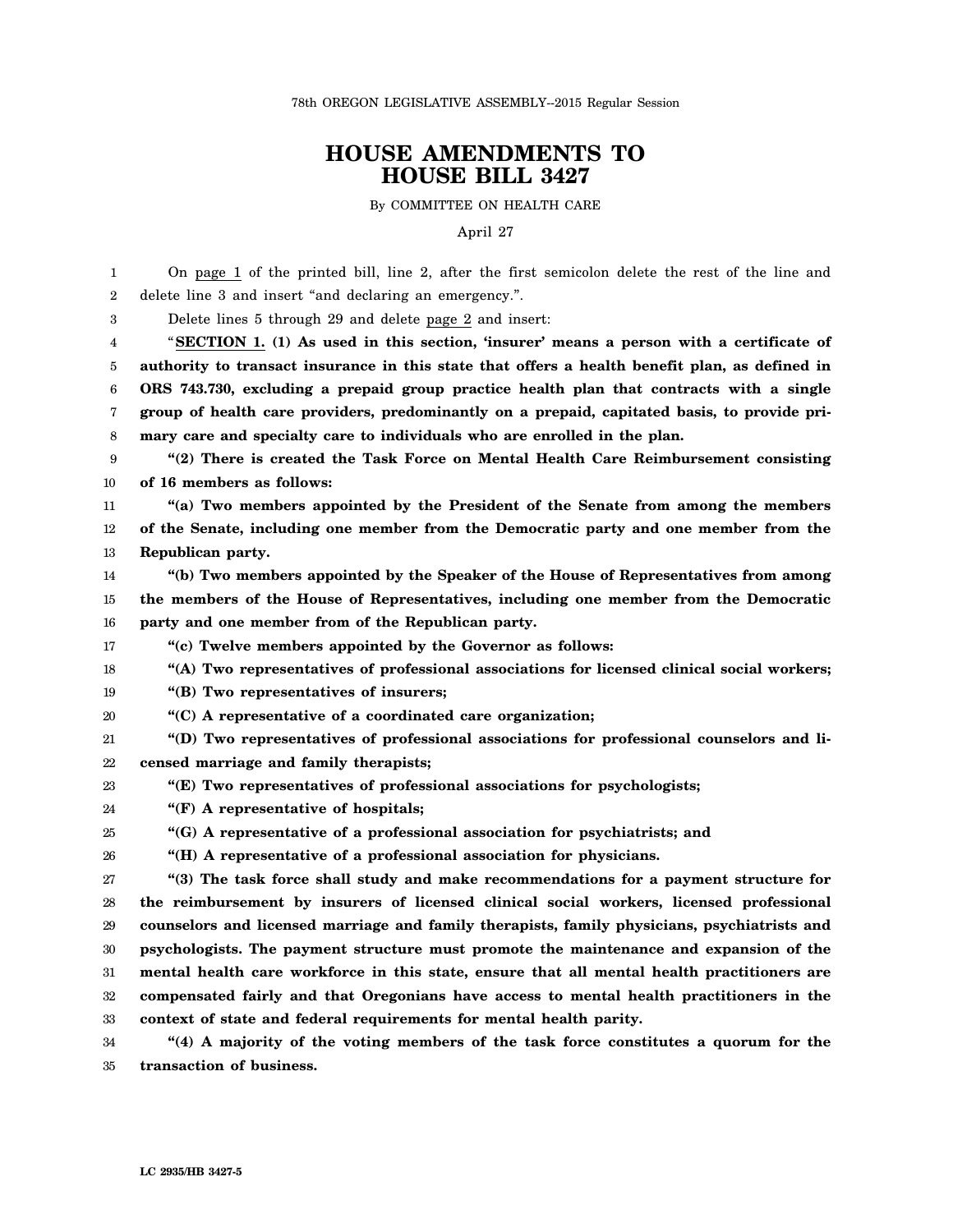78th OREGON LEGISLATIVE ASSEMBLY--2015 Regular Session

# HOUSE AMENDMENTS TO HOUSE BILL 3427

By COMMITTEE ON HEALTH CARE

April 27

On page 1 of the printed bill, line 2, after the first semicolon delete the rest of the line and delete line 3 and insert "and declaring an emergency.".

Delete lines 5 through 29 and delete page 2 and insert:

"**SECTION 1. (1) As used in this section, 'insurer' means a person with a certificate of authority to transact insurance in this state that offers a health benefit plan, as defined in ORS 743.730, excluding a prepaid group practice health plan that contracts with a single group of health care providers, predominantly on a prepaid, capitated basis, to provide primary care and specialty care to individuals who are enrolled in the plan.**

**"(2) There is created the Task Force on Mental Health Care Reimbursement consisting of 16 members as follows:**

**"(a) Two members appointed by the President of the Senate from among the members of the Senate, including one member from the Democratic party and one member from the Republican party.**

**"(b) Two members appointed by the Speaker of the House of Representatives from among the members of the House of Representatives, including one member from the Democratic party and one member from of the Republican party.**

**"(c) Twelve members appointed by the Governor as follows:**

**"(A) Two representatives of professional associations for licensed clinical social workers;**

**"(B) Two representatives of insurers;**

**"(C) A representative of a coordinated care organization;**

**"(D) Two representatives of professional associations for professional counselors and licensed marriage and family therapists;**

**"(E) Two representatives of professional associations for psychologists;**

**"(F) A representative of hospitals;**

**"(G) A representative of a professional association for psychiatrists; and**

**"(H) A representative of a professional association for physicians.**

**"(3) The task force shall study and make recommendations for a payment structure for the reimbursement by insurers of licensed clinical social workers, licensed professional counselors and licensed marriage and family therapists, family physicians, psychiatrists and psychologists. The payment structure must promote the maintenance and expansion of the mental health care workforce in this state, ensure that all mental health practitioners are compensated fairly and that Oregonians have access to mental health practitioners in the context of state and federal requirements for mental health parity.**

**"(4) A majority of the voting members of the task force constitutes a quorum for the transaction of business.**

LC 2935/HB 3427-5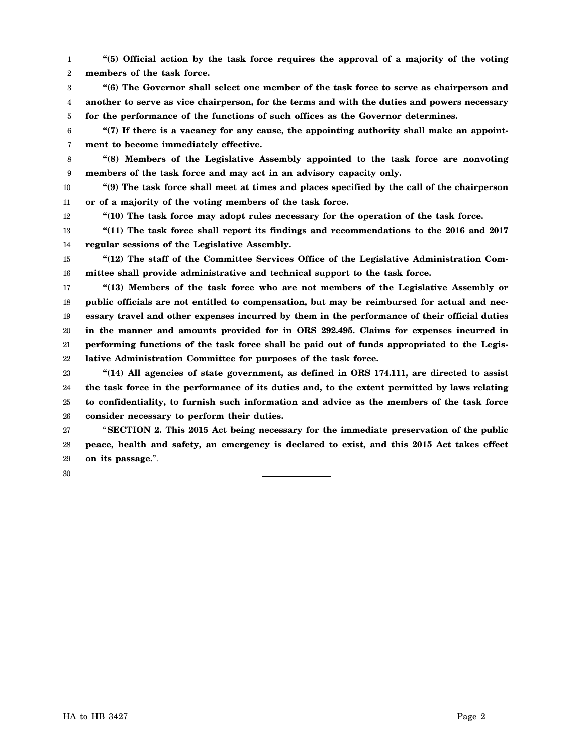**"(5) Official action by the task force requires the approval of a majority of the voting members of the task force.**

**"(6) The Governor shall select one member of the task force to serve as chairperson and another to serve as vice chairperson, for the terms and with the duties and powers necessary for the performance of the functions of such offices as the Governor determines.**

**"(7) If there is a vacancy for any cause, the appointing authority shall make an appointment to become immediately effective.**

**"(8) Members of the Legislative Assembly appointed to the task force are nonvoting members of the task force and may act in an advisory capacity only.**

**"(9) The task force shall meet at times and places specified by the call of the chairperson or of a majority of the voting members of the task force.**

**"(10) The task force may adopt rules necessary for the operation of the task force.**

**"(11) The task force shall report its findings and recommendations to the 2016 and 2017 regular sessions of the Legislative Assembly.**

**"(12) The staff of the Committee Services Office of the Legislative Administration Committee shall provide administrative and technical support to the task force.**

**"(13) Members of the task force who are not members of the Legislative Assembly or public officials are not entitled to compensation, but may be reimbursed for actual and necessary travel and other expenses incurred by them in the performance of their official duties in the manner and amounts provided for in ORS 292.495. Claims for expenses incurred in performing functions of the task force shall be paid out of funds appropriated to the Legislative Administration Committee for purposes of the task force.**

**"(14) All agencies of state government, as defined in ORS 174.111, are directed to assist the task force in the performance of its duties and, to the extent permitted by laws relating to confidentiality, to furnish such information and advice as the members of the task force consider necessary to perform their duties.**

"**SECTION 2. This 2015 Act being necessary for the immediate preservation of the public peace, health and safety, an emergency is declared to exist, and this 2015 Act takes effect on its passage.**".